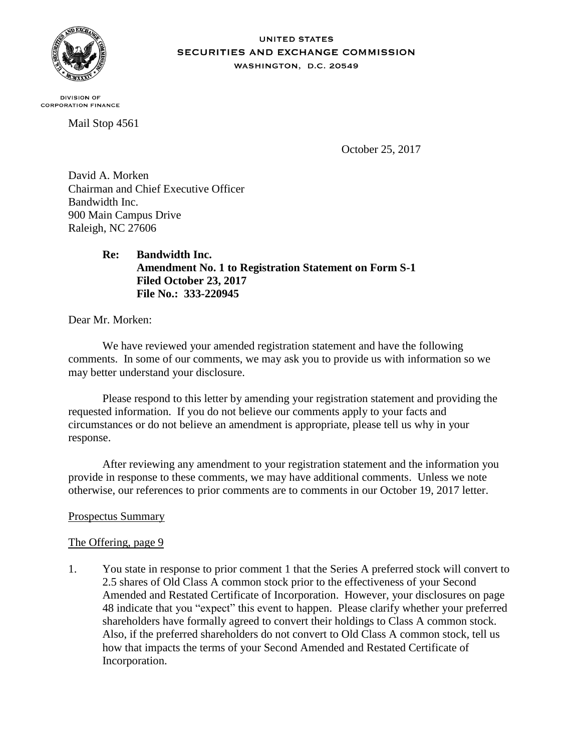UNITED STATES
SECURITIES AND EXCHANGE COMMISSION
WASHINGTON, D.C. 20549

DIVISION OF
CORPORATION FINANCE

Mail Stop 4561

October 25, 2017

David A. Morken
Chairman and Chief Executive Officer
Bandwidth Inc.
900 Main Campus Drive
Raleigh, NC 27606

> **Re: Bandwidth Inc.**
> **Amendment No. 1 to Registration Statement on Form S-1**
> **Filed October 23, 2017**
> **File No.: 333-220945**

Dear Mr. Morken:

We have reviewed your amended registration statement and have the following comments. In some of our comments, we may ask you to provide us with information so we may better understand your disclosure.

Please respond to this letter by amending your registration statement and providing the requested information. If you do not believe our comments apply to your facts and circumstances or do not believe an amendment is appropriate, please tell us why in your response.

After reviewing any amendment to your registration statement and the information you provide in response to these comments, we may have additional comments. Unless we note otherwise, our references to prior comments are to comments in our October 19, 2017 letter.

Prospectus Summary

The Offering, page 9

1. You state in response to prior comment 1 that the Series A preferred stock will convert to 2.5 shares of Old Class A common stock prior to the effectiveness of your Second Amended and Restated Certificate of Incorporation. However, your disclosures on page 48 indicate that you "expect" this event to happen. Please clarify whether your preferred shareholders have formally agreed to convert their holdings to Class A common stock. Also, if the preferred shareholders do not convert to Old Class A common stock, tell us how that impacts the terms of your Second Amended and Restated Certificate of Incorporation.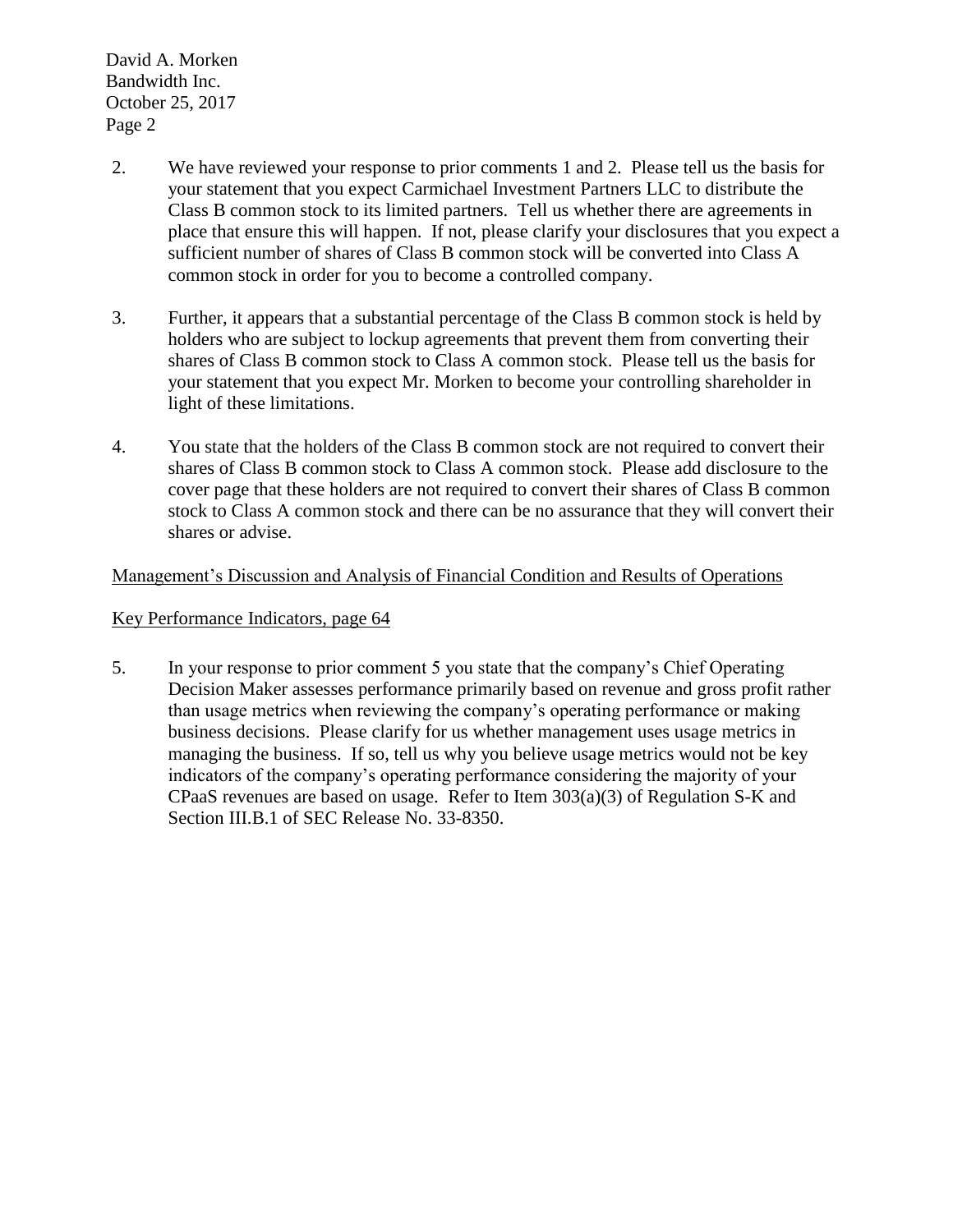2. We have reviewed your response to prior comments 1 and 2. Please tell us the basis for your statement that you expect Carmichael Investment Partners LLC to distribute the Class B common stock to its limited partners. Tell us whether there are agreements in place that ensure this will happen. If not, please clarify your disclosures that you expect a sufficient number of shares of Class B common stock will be converted into Class A common stock in order for you to become a controlled company.

3. Further, it appears that a substantial percentage of the Class B common stock is held by holders who are subject to lockup agreements that prevent them from converting their shares of Class B common stock to Class A common stock. Please tell us the basis for your statement that you expect Mr. Morken to become your controlling shareholder in light of these limitations.

4. You state that the holders of the Class B common stock are not required to convert their shares of Class B common stock to Class A common stock. Please add disclosure to the cover page that these holders are not required to convert their shares of Class B common stock to Class A common stock and there can be no assurance that they will convert their shares or advise.

Management's Discussion and Analysis of Financial Condition and Results of Operations

Key Performance Indicators, page 64

5. In your response to prior comment 5 you state that the company's Chief Operating Decision Maker assesses performance primarily based on revenue and gross profit rather than usage metrics when reviewing the company's operating performance or making business decisions. Please clarify for us whether management uses usage metrics in managing the business. If so, tell us why you believe usage metrics would not be key indicators of the company's operating performance considering the majority of your CPaaS revenues are based on usage. Refer to Item 303(a)(3) of Regulation S-K and Section III.B.1 of SEC Release No. 33-8350.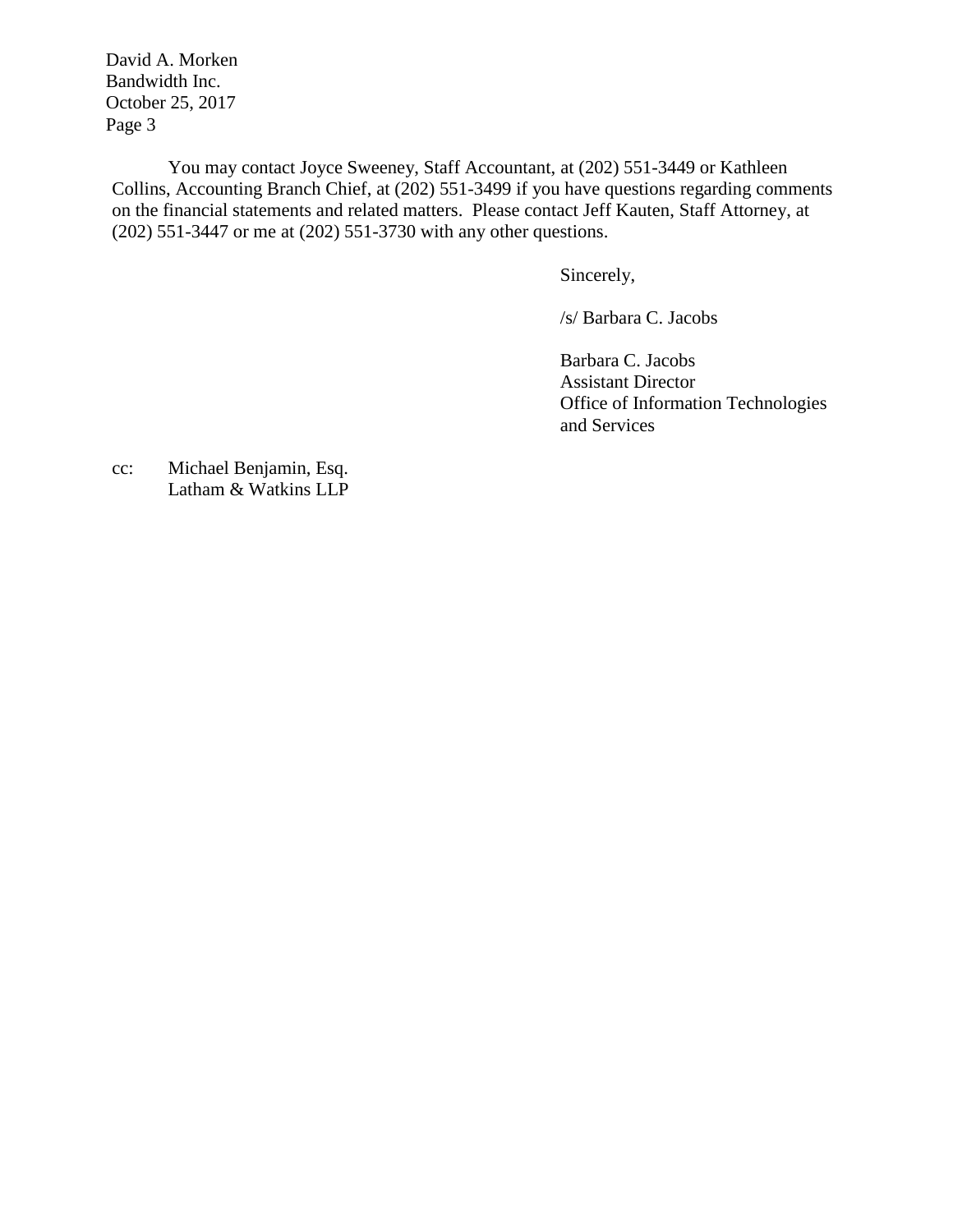You may contact Joyce Sweeney, Staff Accountant, at (202) 551-3449 or Kathleen Collins, Accounting Branch Chief, at (202) 551-3499 if you have questions regarding comments on the financial statements and related matters. Please contact Jeff Kauten, Staff Attorney, at (202) 551-3447 or me at (202) 551-3730 with any other questions.

Sincerely,

/s/ Barbara C. Jacobs

Barbara C. Jacobs
Assistant Director
Office of Information Technologies and Services

cc: Michael Benjamin, Esq.
Latham & Watkins LLP